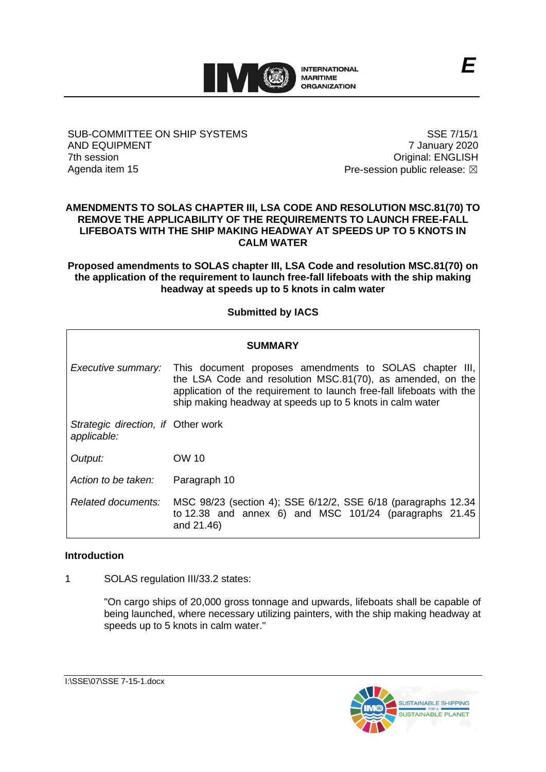E

SUB-COMMITTEE ON SHIP SYSTEMS AND EQUIPMENT
7th session
Agenda item 15

SSE 7/15/1
7 January 2020
Original: ENGLISH
Pre-session public release: ☒

# AMENDMENTS TO SOLAS CHAPTER III, LSA CODE AND RESOLUTION MSC.81(70) TO REMOVE THE APPLICABILITY OF THE REQUIREMENTS TO LAUNCH FREE-FALL LIFEBOATS WITH THE SHIP MAKING HEADWAY AT SPEEDS UP TO 5 KNOTS IN CALM WATER

## Proposed amendments to SOLAS chapter III, LSA Code and resolution MSC.81(70) on the application of the requirement to launch free-fall lifeboats with the ship making headway at speeds up to 5 knots in calm water

**Submitted by IACS**

| **SUMMARY** | |
|---|---|
| *Executive summary:* | This document proposes amendments to SOLAS chapter III, the LSA Code and resolution MSC.81(70), as amended, on the application of the requirement to launch free-fall lifeboats with the ship making headway at speeds up to 5 knots in calm water |
| *Strategic direction, if applicable:* | Other work |
| *Output:* | OW 10 |
| *Action to be taken:* | Paragraph 10 |
| *Related documents:* | MSC 98/23 (section 4); SSE 6/12/2, SSE 6/18 (paragraphs 12.34 to 12.38 and annex 6) and MSC 101/24 (paragraphs 21.45 and 21.46) |

### Introduction

1 SOLAS regulation III/33.2 states:

"On cargo ships of 20,000 gross tonnage and upwards, lifeboats shall be capable of being launched, where necessary utilizing painters, with the ship making headway at speeds up to 5 knots in calm water."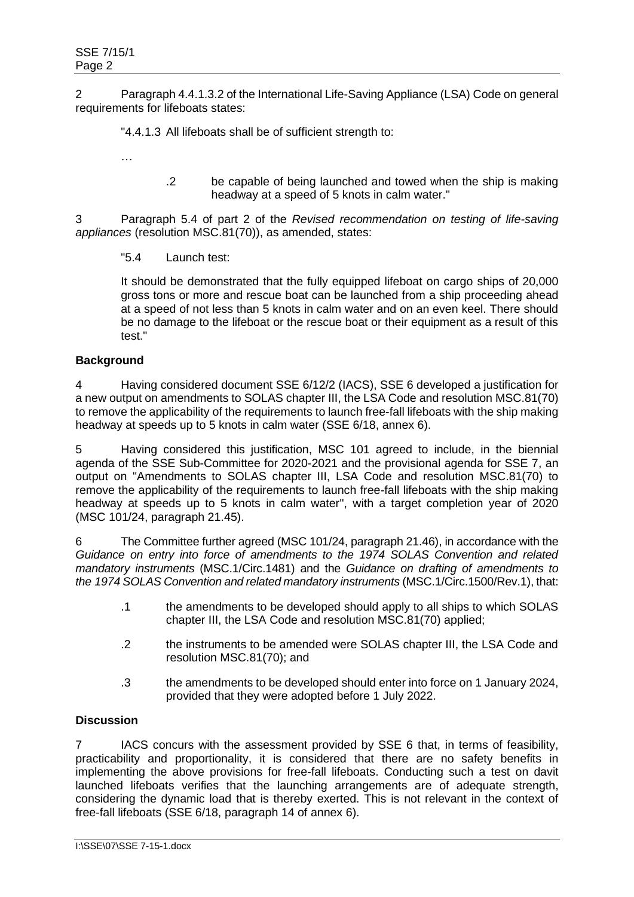2 Paragraph 4.4.1.3.2 of the International Life-Saving Appliance (LSA) Code on general requirements for lifeboats states:

> "4.4.1.3 All lifeboats shall be of sufficient strength to:
>
> …
>
> .2 be capable of being launched and towed when the ship is making headway at a speed of 5 knots in calm water."

3 Paragraph 5.4 of part 2 of the *Revised recommendation on testing of life-saving appliances* (resolution MSC.81(70)), as amended, states:

> "5.4 Launch test:
>
> It should be demonstrated that the fully equipped lifeboat on cargo ships of 20,000 gross tons or more and rescue boat can be launched from a ship proceeding ahead at a speed of not less than 5 knots in calm water and on an even keel. There should be no damage to the lifeboat or the rescue boat or their equipment as a result of this test."

**Background**

4 Having considered document SSE 6/12/2 (IACS), SSE 6 developed a justification for a new output on amendments to SOLAS chapter III, the LSA Code and resolution MSC.81(70) to remove the applicability of the requirements to launch free-fall lifeboats with the ship making headway at speeds up to 5 knots in calm water (SSE 6/18, annex 6).

5 Having considered this justification, MSC 101 agreed to include, in the biennial agenda of the SSE Sub-Committee for 2020-2021 and the provisional agenda for SSE 7, an output on "Amendments to SOLAS chapter III, LSA Code and resolution MSC.81(70) to remove the applicability of the requirements to launch free-fall lifeboats with the ship making headway at speeds up to 5 knots in calm water", with a target completion year of 2020 (MSC 101/24, paragraph 21.45).

6 The Committee further agreed (MSC 101/24, paragraph 21.46), in accordance with the *Guidance on entry into force of amendments to the 1974 SOLAS Convention and related mandatory instruments* (MSC.1/Circ.1481) and the *Guidance on drafting of amendments to the 1974 SOLAS Convention and related mandatory instruments* (MSC.1/Circ.1500/Rev.1), that:

- .1 the amendments to be developed should apply to all ships to which SOLAS chapter III, the LSA Code and resolution MSC.81(70) applied;
- .2 the instruments to be amended were SOLAS chapter III, the LSA Code and resolution MSC.81(70); and
- .3 the amendments to be developed should enter into force on 1 January 2024, provided that they were adopted before 1 July 2022.

**Discussion**

7 IACS concurs with the assessment provided by SSE 6 that, in terms of feasibility, practicability and proportionality, it is considered that there are no safety benefits in implementing the above provisions for free-fall lifeboats. Conducting such a test on davit launched lifeboats verifies that the launching arrangements are of adequate strength, considering the dynamic load that is thereby exerted. This is not relevant in the context of free-fall lifeboats (SSE 6/18, paragraph 14 of annex 6).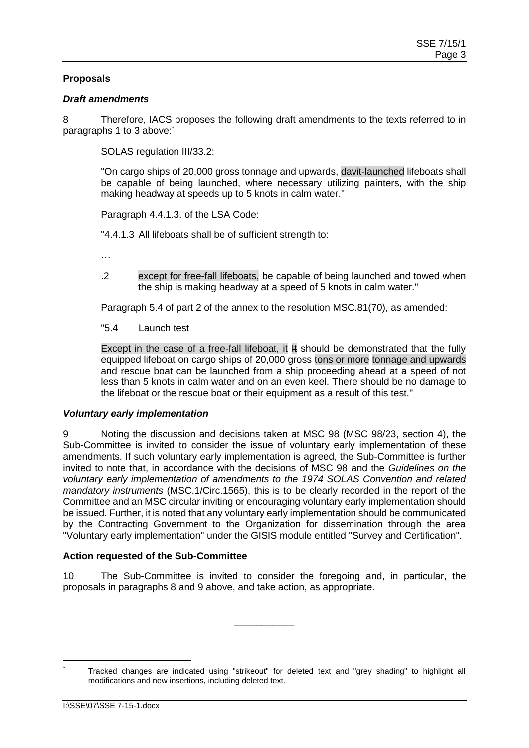**Proposals**

***Draft amendments***

8 Therefore, IACS proposes the following draft amendments to the texts referred to in paragraphs 1 to 3 above:*

SOLAS regulation III/33.2:

"On cargo ships of 20,000 gross tonnage and upwards, davit-launched lifeboats shall be capable of being launched, where necessary utilizing painters, with the ship making headway at speeds up to 5 knots in calm water."

Paragraph 4.4.1.3. of the LSA Code:

"4.4.1.3 All lifeboats shall be of sufficient strength to:

…

.2 except for free-fall lifeboats, be capable of being launched and towed when the ship is making headway at a speed of 5 knots in calm water."

Paragraph 5.4 of part 2 of the annex to the resolution MSC.81(70), as amended:

"5.4 Launch test

Except in the case of a free-fall lifeboat, it ~~It~~ should be demonstrated that the fully equipped lifeboat on cargo ships of 20,000 gross ~~tons or more~~ tonnage and upwards and rescue boat can be launched from a ship proceeding ahead at a speed of not less than 5 knots in calm water and on an even keel. There should be no damage to the lifeboat or the rescue boat or their equipment as a result of this test."

***Voluntary early implementation***

9 Noting the discussion and decisions taken at MSC 98 (MSC 98/23, section 4), the Sub-Committee is invited to consider the issue of voluntary early implementation of these amendments. If such voluntary early implementation is agreed, the Sub-Committee is further invited to note that, in accordance with the decisions of MSC 98 and the *Guidelines on the voluntary early implementation of amendments to the 1974 SOLAS Convention and related mandatory instruments* (MSC.1/Circ.1565), this is to be clearly recorded in the report of the Committee and an MSC circular inviting or encouraging voluntary early implementation should be issued. Further, it is noted that any voluntary early implementation should be communicated by the Contracting Government to the Organization for dissemination through the area "Voluntary early implementation" under the GISIS module entitled "Survey and Certification".

**Action requested of the Sub-Committee**

10 The Sub-Committee is invited to consider the foregoing and, in particular, the proposals in paragraphs 8 and 9 above, and take action, as appropriate.

___________

\* Tracked changes are indicated using "strikeout" for deleted text and "grey shading" to highlight all modifications and new insertions, including deleted text.